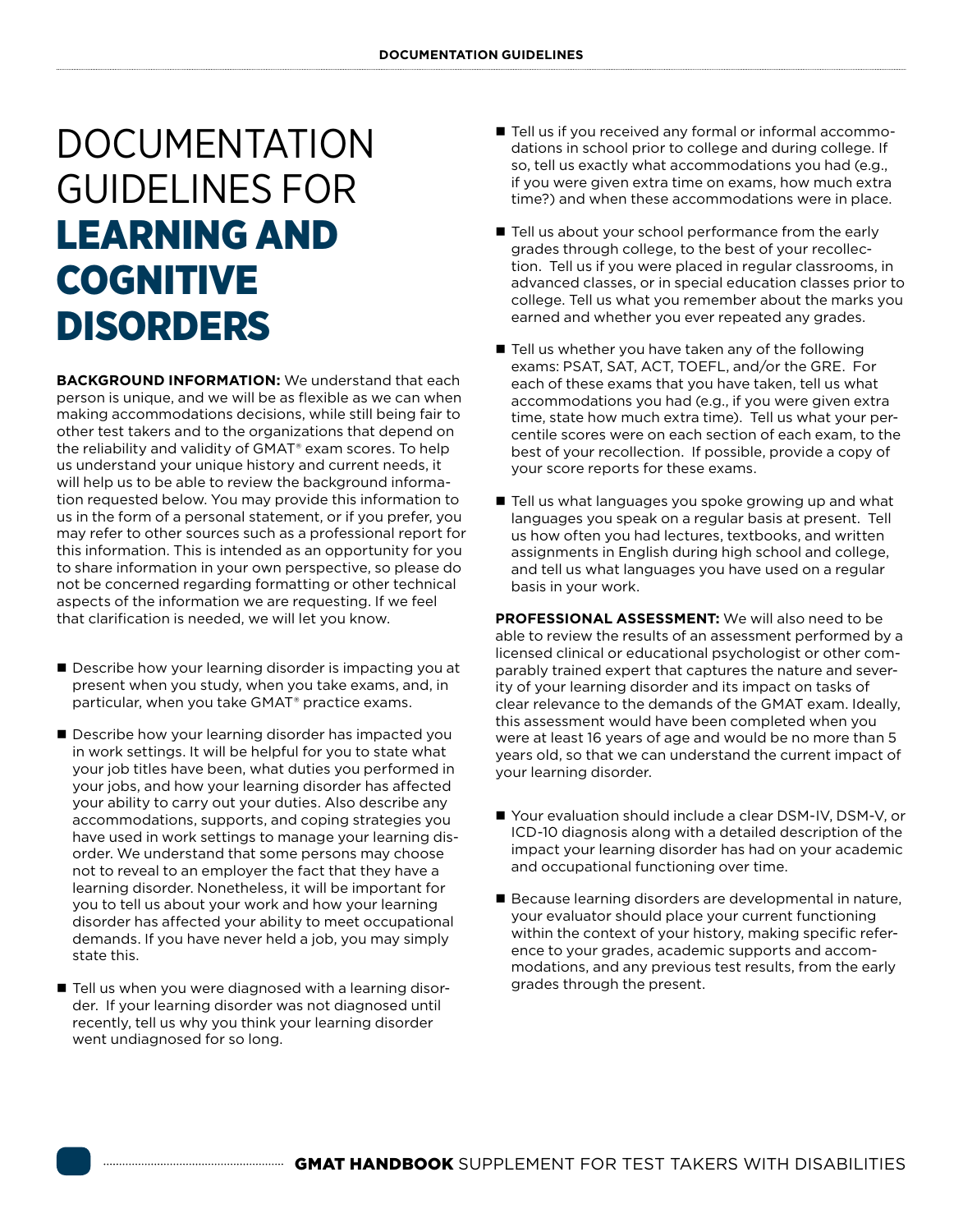# DOCUMENTATION GUIDELINES FOR **LEARNING AND COGNITIVE DISORDERS**

**BACKGROUND INFORMATION:** We understand that each person is unique, and we will be as flexible as we can when making accommodations decisions, while still being fair to other test takers and to the organizations that depend on the reliability and validity of GMAT® exam scores. To help us understand your unique history and current needs, it will help us to be able to review the background information requested below. You may provide this information to us in the form of a personal statement, or if you prefer, you may refer to other sources such as a professional report for this information. This is intended as an opportunity for you to share information in your own perspective, so please do not be concerned regarding formatting or other technical aspects of the information we are requesting. If we feel that clarification is needed, we will let you know.

- Describe how your learning disorder is impacting you at present when you study, when you take exams, and, in particular, when you take GMAT® practice exams.
- Describe how your learning disorder has impacted you in work settings. It will be helpful for you to state what your job titles have been, what duties you performed in your jobs, and how your learning disorder has affected your ability to carry out your duties. Also describe any accommodations, supports, and coping strategies you have used in work settings to manage your learning disorder. We understand that some persons may choose not to reveal to an employer the fact that they have a learning disorder. Nonetheless, it will be important for you to tell us about your work and how your learning disorder has affected your ability to meet occupational demands. If you have never held a job, you may simply state this.
- Tell us when you were diagnosed with a learning disorder. If your learning disorder was not diagnosed until recently, tell us why you think your learning disorder went undiagnosed for so long.
- Tell us if you received any formal or informal accommodations in school prior to college and during college. If so, tell us exactly what accommodations you had (e.g., if you were given extra time on exams, how much extra time?) and when these accommodations were in place.
- Tell us about your school performance from the early grades through college, to the best of your recollection. Tell us if you were placed in regular classrooms, in advanced classes, or in special education classes prior to college. Tell us what you remember about the marks you earned and whether you ever repeated any grades.
- Tell us whether you have taken any of the following exams: PSAT, SAT, ACT, TOEFL, and/or the GRE. For each of these exams that you have taken, tell us what accommodations you had (e.g., if you were given extra time, state how much extra time). Tell us what your percentile scores were on each section of each exam, to the best of your recollection. If possible, provide a copy of your score reports for these exams.
- Tell us what languages you spoke growing up and what languages you speak on a regular basis at present. Tell us how often you had lectures, textbooks, and written assignments in English during high school and college, and tell us what languages you have used on a regular basis in your work.

**PROFESSIONAL ASSESSMENT:** We will also need to be able to review the results of an assessment performed by a licensed clinical or educational psychologist or other comparably trained expert that captures the nature and severity of your learning disorder and its impact on tasks of clear relevance to the demands of the GMAT exam. Ideally, this assessment would have been completed when you were at least 16 years of age and would be no more than 5 years old, so that we can understand the current impact of your learning disorder.

- Your evaluation should include a clear DSM-IV, DSM-V, or ICD-10 diagnosis along with a detailed description of the impact your learning disorder has had on your academic and occupational functioning over time.
- Because learning disorders are developmental in nature, your evaluator should place your current functioning within the context of your history, making specific reference to your grades, academic supports and accommodations, and any previous test results, from the early grades through the present.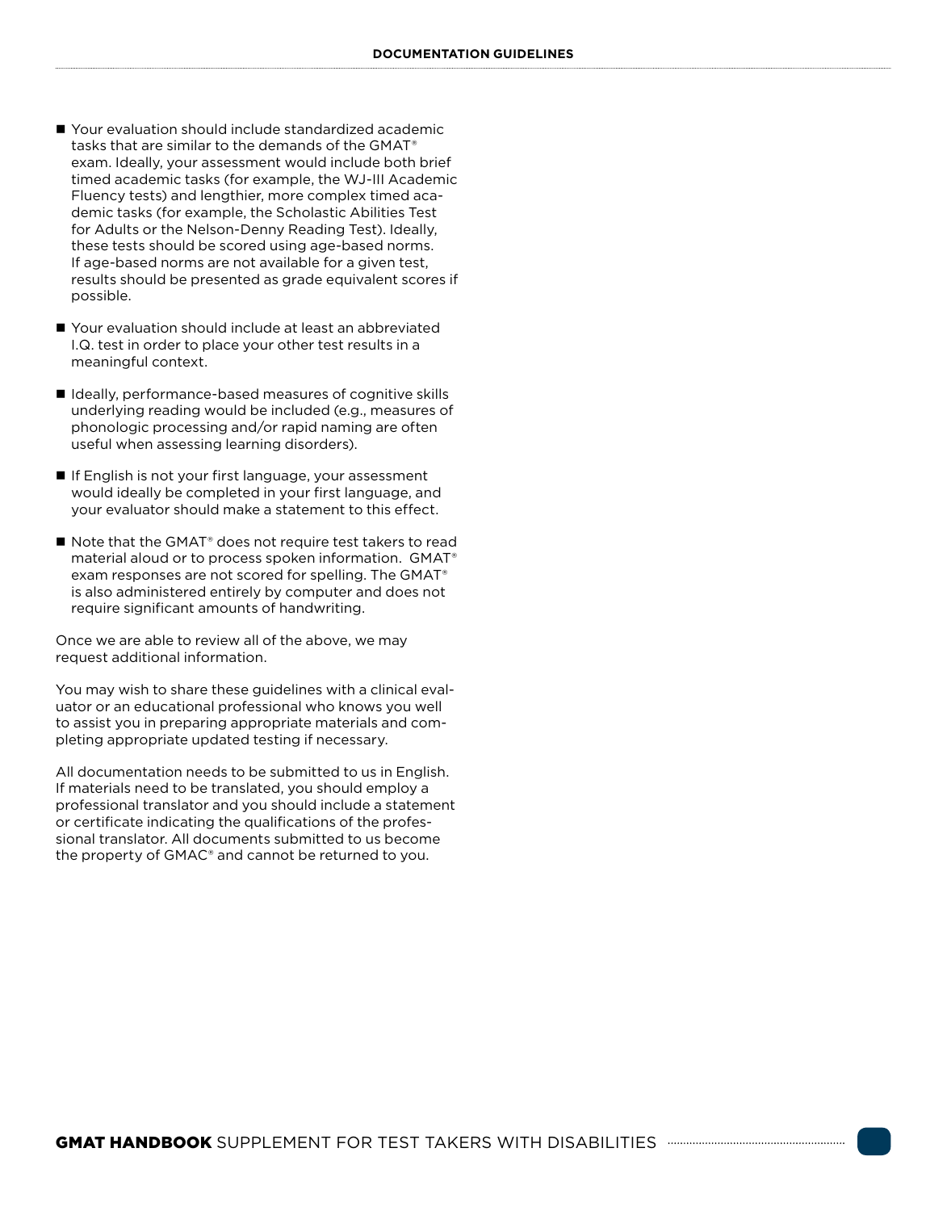- Your evaluation should include standardized academic tasks that are similar to the demands of the GMAT® exam. Ideally, your assessment would include both brief timed academic tasks (for example, the WJ-III Academic Fluency tests) and lengthier, more complex timed academic tasks (for example, the Scholastic Abilities Test for Adults or the Nelson-Denny Reading Test). Ideally, these tests should be scored using age-based norms. If age-based norms are not available for a given test, results should be presented as grade equivalent scores if possible.

- Your evaluation should include at least an abbreviated I.Q. test in order to place your other test results in a meaningful context.

- Ideally, performance-based measures of cognitive skills underlying reading would be included (e.g., measures of phonologic processing and/or rapid naming are often useful when assessing learning disorders).

- If English is not your first language, your assessment would ideally be completed in your first language, and your evaluator should make a statement to this effect.

- Note that the GMAT® does not require test takers to read material aloud or to process spoken information. GMAT® exam responses are not scored for spelling. The GMAT® is also administered entirely by computer and does not require significant amounts of handwriting.

Once we are able to review all of the above, we may request additional information.

You may wish to share these guidelines with a clinical evaluator or an educational professional who knows you well to assist you in preparing appropriate materials and completing appropriate updated testing if necessary.

All documentation needs to be submitted to us in English. If materials need to be translated, you should employ a professional translator and you should include a statement or certificate indicating the qualifications of the professional translator. All documents submitted to us become the property of GMAC® and cannot be returned to you.